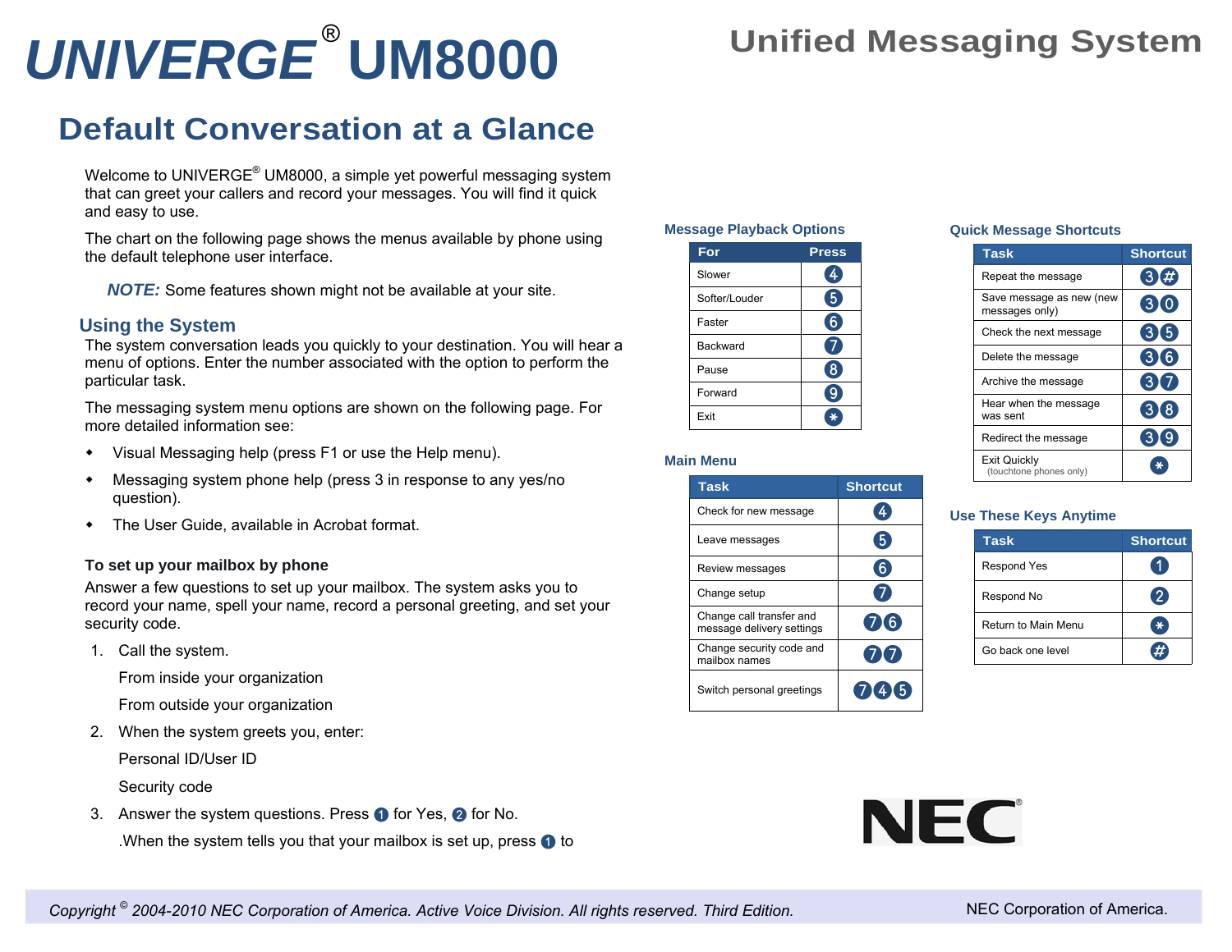# UNIVERGE® UM8000

Unified Messaging System

## Default Conversation at a Glance

Welcome to UNIVERGE® UM8000, a simple yet powerful messaging system that can greet your callers and record your messages. You will find it quick and easy to use.

The chart on the following page shows the menus available by phone using the default telephone user interface.

***NOTE:*** Some features shown might not be available at your site.

### Using the System

The system conversation leads you quickly to your destination. You will hear a menu of options. Enter the number associated with the option to perform the particular task.

The messaging system menu options are shown on the following page. For more detailed information see:

- Visual Messaging help (press F1 or use the Help menu).
- Messaging system phone help (press 3 in response to any yes/no question).
- The User Guide, available in Acrobat format.

**To set up your mailbox by phone**

Answer a few questions to set up your mailbox. The system asks you to record your name, spell your name, record a personal greeting, and set your security code.

1. Call the system.

   From inside your organization

   From outside your organization

2. When the system greets you, enter:

   Personal ID/User ID

   Security code

3. Answer the system questions. Press 1 for Yes, 2 for No.

   .When the system tells you that your mailbox is set up, press 1 to

### Message Playback Options

| For | Press |
|---|---|
| Slower | 4 |
| Softer/Louder | 5 |
| Faster | 6 |
| Backward | 7 |
| Pause | 8 |
| Forward | 9 |
| Exit | * |

### Main Menu

| Task | Shortcut |
|---|---|
| Check for new message | 4 |
| Leave messages | 5 |
| Review messages | 6 |
| Change setup | 7 |
| Change call transfer and message delivery settings | 7 6 |
| Change security code and mailbox names | 7 7 |
| Switch personal greetings | 7 4 5 |

### Quick Message Shortcuts

| Task | Shortcut |
|---|---|
| Repeat the message | 3 # |
| Save message as new (new messages only) | 3 0 |
| Check the next message | 3 5 |
| Delete the message | 3 6 |
| Archive the message | 3 7 |
| Hear when the message was sent | 3 8 |
| Redirect the message | 3 9 |
| Exit Quickly (touchtone phones only) | * |

### Use These Keys Anytime

| Task | Shortcut |
|---|---|
| Respond Yes | 1 |
| Respond No | 2 |
| Return to Main Menu | * |
| Go back one level | # |

NEC®

Copyright © 2004-2010 NEC Corporation of America. Active Voice Division. All rights reserved. Third Edition.

NEC Corporation of America.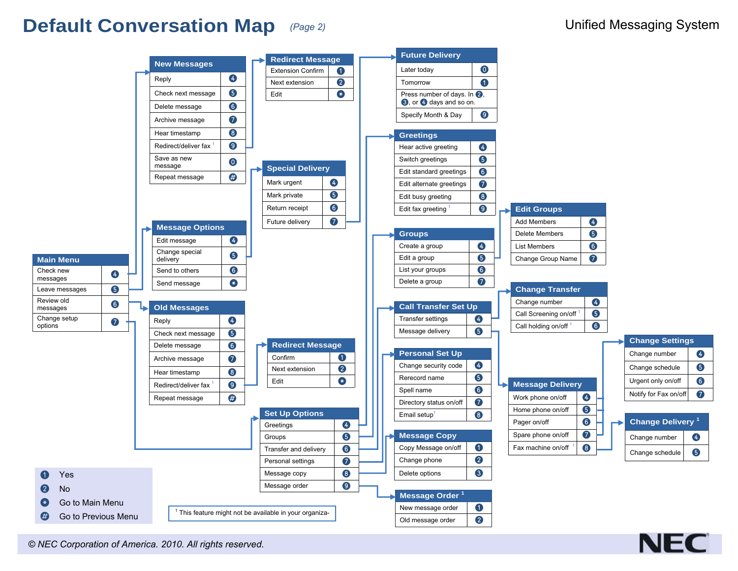# Default Conversation Map *(Page 2)*

Unified Messaging System

## Main Menu

| | |
|---|---|
| Check new messages | 4 |
| Leave messages | 5 |
| Review old messages | 6 |
| Change setup options | 7 |

## New Messages

| | |
|---|---|
| Reply | 4 |
| Check next message | 5 |
| Delete message | 6 |
| Archive message | 7 |
| Hear timestamp | 8 |
| Redirect/deliver fax [1] | 9 |
| Save as new message | 0 |
| Repeat message | # |

## Redirect Message

| | |
|---|---|
| Extension Confirm | 1 |
| Next extension | 2 |
| Edit | * |

## Message Options

| | |
|---|---|
| Edit message | 4 |
| Change special delivery | 5 |
| Send to others | 6 |
| Send message | * |

## Special Delivery

| | |
|---|---|
| Mark urgent | 4 |
| Mark private | 5 |
| Return receipt | 6 |
| Future delivery | 7 |

## Future Delivery

| | |
|---|---|
| Later today | 0 |
| Tomorrow | 1 |
| Press number of days. In 2, 3, or 4 days and so on. | |
| Specify Month & Day | 9 |

## Old Messages

| | |
|---|---|
| Reply | 4 |
| Check next message | 5 |
| Delete message | 6 |
| Archive message | 7 |
| Hear timestamp | 8 |
| Redirect/deliver fax [1] | 9 |
| Repeat message | # |

## Redirect Message

| | |
|---|---|
| Confirm | 1 |
| Next extension | 2 |
| Edit | * |

## Set Up Options

| | |
|---|---|
| Greetings | 4 |
| Groups | 5 |
| Transfer and delivery | 6 |
| Personal settings | 7 |
| Message copy | 8 |
| Message order | 9 |

## Greetings

| | |
|---|---|
| Hear active greeting | 4 |
| Switch greetings | 5 |
| Edit standard greetings | 6 |
| Edit alternate greetings | 7 |
| Edit busy greeting | 8 |
| Edit fax greeting [1] | 9 |

## Groups

| | |
|---|---|
| Create a group | 4 |
| Edit a group | 5 |
| List your groups | 6 |
| Delete a group | 7 |

## Edit Groups

| | |
|---|---|
| Add Members | 4 |
| Delete Members | 5 |
| List Members | 6 |
| Change Group Name | 7 |

## Call Transfer Set Up

| | |
|---|---|
| Transfer settings | 4 |
| Message delivery | 5 |

## Change Transfer

| | |
|---|---|
| Change number | 4 |
| Call Screening on/off [1] | 5 |
| Call holding on/off [1] | 6 |

## Message Delivery

| | |
|---|---|
| Work phone on/off | 4 |
| Home phone on/off | 5 |
| Pager on/off | 6 |
| Spare phone on/off | 7 |
| Fax machine on/off [1] | 8 |

## Change Settings

| | |
|---|---|
| Change number | 4 |
| Change schedule | 5 |
| Urgent only on/off | 6 |
| Notify for Fax on/off | 7 |

## Change Delivery [1]

| | |
|---|---|
| Change number | 4 |
| Change schedule | 5 |

## Personal Set Up

| | |
|---|---|
| Change security code | 4 |
| Rerecord name | 5 |
| Spell name | 6 |
| Directory status on/off | 7 |
| Email setup [1] | 8 |

## Message Copy

| | |
|---|---|
| Copy Message on/off | 1 |
| Change phone | 2 |
| Delete options | 3 |

## Message Order [1]

| | |
|---|---|
| New message order | 1 |
| Old message order | 2 |

| | |
|---|---|
| 1 | Yes |
| 2 | No |
| * | Go to Main Menu |
| # | Go to Previous Menu |

[1] This feature might not be available in your organiza-

© NEC Corporation of America. 2010. All rights reserved.

NEC